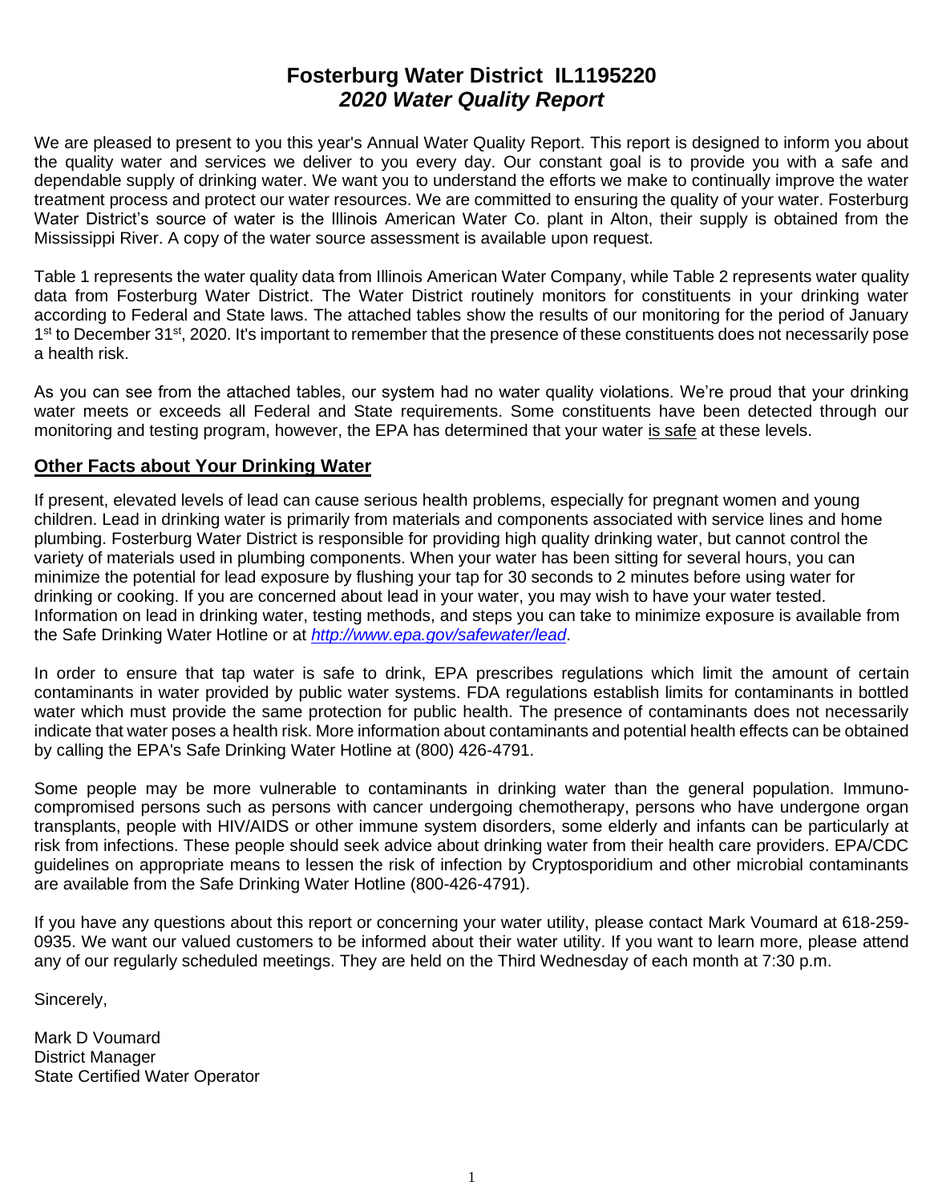# Fosterburg Water District IL1195220

## *2020 Water Quality Report*

We are pleased to present to you this year's Annual Water Quality Report. This report is designed to inform you about the quality water and services we deliver to you every day. Our constant goal is to provide you with a safe and dependable supply of drinking water. We want you to understand the efforts we make to continually improve the water treatment process and protect our water resources. We are committed to ensuring the quality of your water. Fosterburg Water District's source of water is the Illinois American Water Co. plant in Alton, their supply is obtained from the Mississippi River. A copy of the water source assessment is available upon request.

Table 1 represents the water quality data from Illinois American Water Company, while Table 2 represents water quality data from Fosterburg Water District. The Water District routinely monitors for constituents in your drinking water according to Federal and State laws. The attached tables show the results of our monitoring for the period of January 1st to December 31st, 2020. It's important to remember that the presence of these constituents does not necessarily pose a health risk.

As you can see from the attached tables, our system had no water quality violations. We're proud that your drinking water meets or exceeds all Federal and State requirements. Some constituents have been detected through our monitoring and testing program, however, the EPA has determined that your water is safe at these levels.

## Other Facts about Your Drinking Water

If present, elevated levels of lead can cause serious health problems, especially for pregnant women and young children. Lead in drinking water is primarily from materials and components associated with service lines and home plumbing. Fosterburg Water District is responsible for providing high quality drinking water, but cannot control the variety of materials used in plumbing components. When your water has been sitting for several hours, you can minimize the potential for lead exposure by flushing your tap for 30 seconds to 2 minutes before using water for drinking or cooking. If you are concerned about lead in your water, you may wish to have your water tested. Information on lead in drinking water, testing methods, and steps you can take to minimize exposure is available from the Safe Drinking Water Hotline or at *http://www.epa.gov/safewater/lead*.

In order to ensure that tap water is safe to drink, EPA prescribes regulations which limit the amount of certain contaminants in water provided by public water systems. FDA regulations establish limits for contaminants in bottled water which must provide the same protection for public health. The presence of contaminants does not necessarily indicate that water poses a health risk. More information about contaminants and potential health effects can be obtained by calling the EPA's Safe Drinking Water Hotline at (800) 426-4791.

Some people may be more vulnerable to contaminants in drinking water than the general population. Immuno-compromised persons such as persons with cancer undergoing chemotherapy, persons who have undergone organ transplants, people with HIV/AIDS or other immune system disorders, some elderly and infants can be particularly at risk from infections. These people should seek advice about drinking water from their health care providers. EPA/CDC guidelines on appropriate means to lessen the risk of infection by Cryptosporidium and other microbial contaminants are available from the Safe Drinking Water Hotline (800-426-4791).

If you have any questions about this report or concerning your water utility, please contact Mark Voumard at 618-259-0935. We want our valued customers to be informed about their water utility. If you want to learn more, please attend any of our regularly scheduled meetings. They are held on the Third Wednesday of each month at 7:30 p.m.

Sincerely,

Mark D Voumard
District Manager
State Certified Water Operator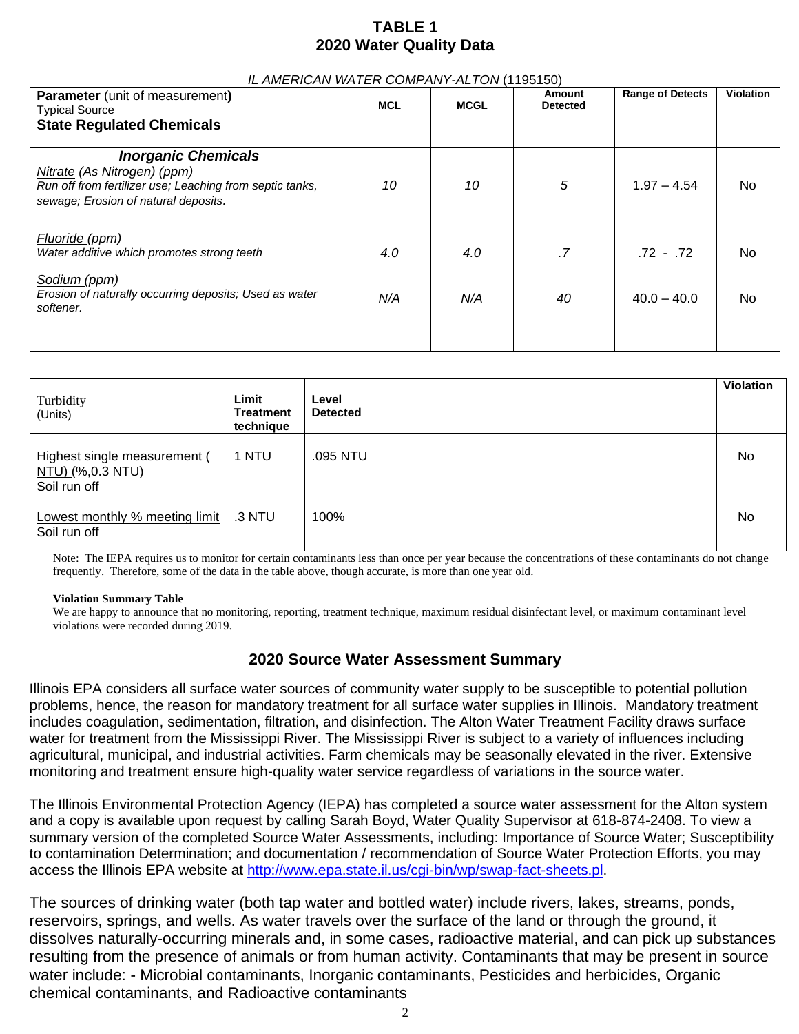# TABLE 1
## 2020 Water Quality Data

*IL AMERICAN WATER COMPANY-ALTON* (1195150)

| **Parameter** (unit of measurement) Typical Source **State Regulated Chemicals** | MCL | MCGL | Amount Detected | Range of Detects | Violation |
|---|---|---|---|---|---|
| ***Inorganic Chemicals*** | | | | | |
| *Nitrate (As Nitrogen) (ppm)* *Run off from fertilizer use; Leaching from septic tanks, sewage; Erosion of natural deposits.* | *10* | *10* | *5* | 1.97 – 4.54 | No |
| *Fluoride (ppm)* *Water additive which promotes strong teeth* | *4.0* | *4.0* | *.7* | .72 - .72 | No |
| *Sodium (ppm)* *Erosion of naturally occurring deposits; Used as water softener.* | *N/A* | *N/A* | *40* | 40.0 – 40.0 | No |

| Turbidity (Units) | Limit Treatment technique | Level Detected | | Violation |
|---|---|---|---|---|
| Highest single measurement ( NTU) (%,0.3 NTU) Soil run off | 1 NTU | .095 NTU | | No |
| Lowest monthly % meeting limit Soil run off | .3 NTU | 100% | | No |

Note: The IEPA requires us to monitor for certain contaminants less than once per year because the concentrations of these contaminants do not change frequently. Therefore, some of the data in the table above, though accurate, is more than one year old.

**Violation Summary Table**

We are happy to announce that no monitoring, reporting, treatment technique, maximum residual disinfectant level, or maximum contaminant level violations were recorded during 2019.

## 2020 Source Water Assessment Summary

Illinois EPA considers all surface water sources of community water supply to be susceptible to potential pollution problems, hence, the reason for mandatory treatment for all surface water supplies in Illinois. Mandatory treatment includes coagulation, sedimentation, filtration, and disinfection. The Alton Water Treatment Facility draws surface water for treatment from the Mississippi River. The Mississippi River is subject to a variety of influences including agricultural, municipal, and industrial activities. Farm chemicals may be seasonally elevated in the river. Extensive monitoring and treatment ensure high-quality water service regardless of variations in the source water.

The Illinois Environmental Protection Agency (IEPA) has completed a source water assessment for the Alton system and a copy is available upon request by calling Sarah Boyd, Water Quality Supervisor at 618-874-2408. To view a summary version of the completed Source Water Assessments, including: Importance of Source Water; Susceptibility to contamination Determination; and documentation / recommendation of Source Water Protection Efforts, you may access the Illinois EPA website at http://www.epa.state.il.us/cgi-bin/wp/swap-fact-sheets.pl.

The sources of drinking water (both tap water and bottled water) include rivers, lakes, streams, ponds, reservoirs, springs, and wells. As water travels over the surface of the land or through the ground, it dissolves naturally-occurring minerals and, in some cases, radioactive material, and can pick up substances resulting from the presence of animals or from human activity. Contaminants that may be present in source water include: - Microbial contaminants, Inorganic contaminants, Pesticides and herbicides, Organic chemical contaminants, and Radioactive contaminants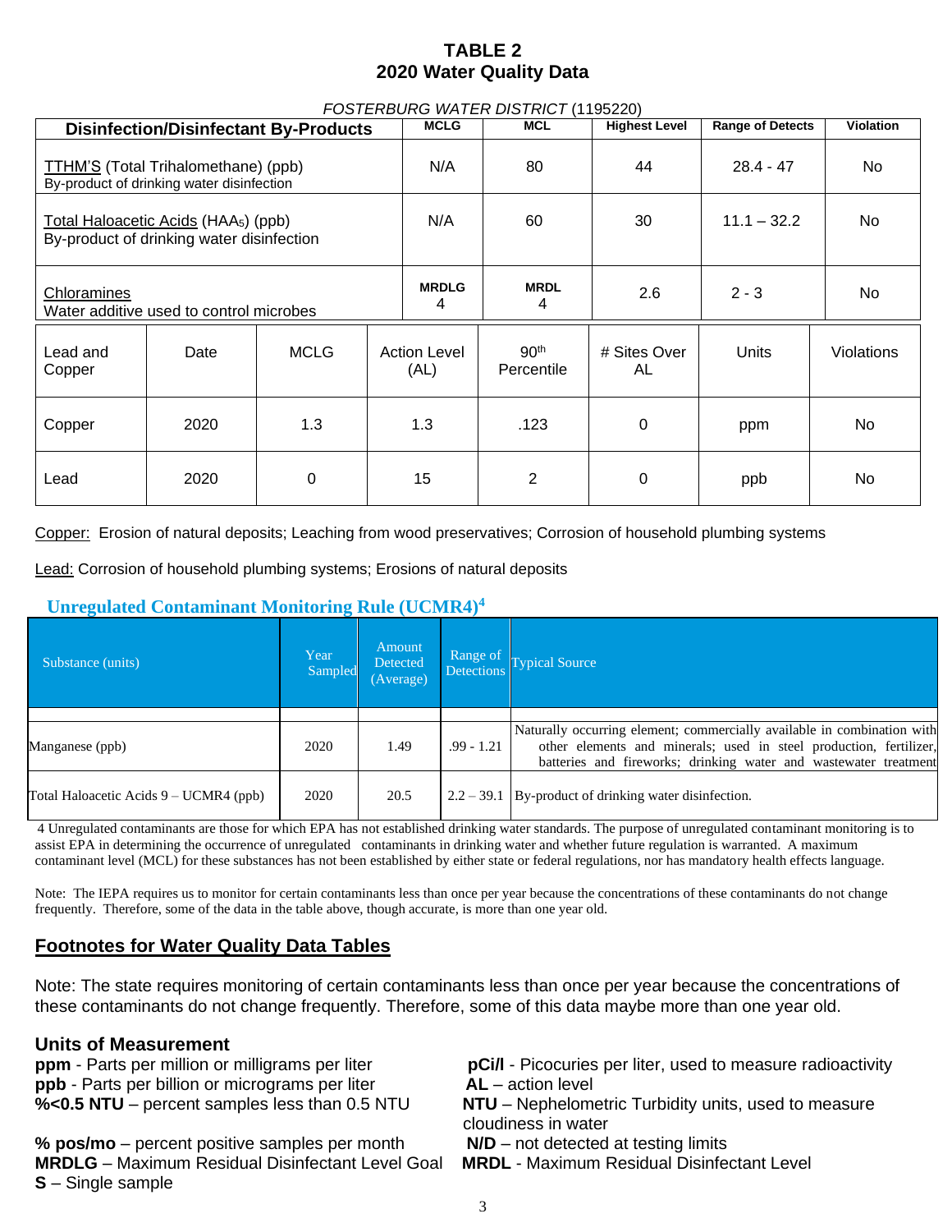# TABLE 2
## 2020 Water Quality Data

*FOSTERBURG WATER DISTRICT* (1195220)

| Disinfection/Disinfectant By-Products | MCLG | MCL | Highest Level | Range of Detects | Violation |
|---|---|---|---|---|---|
| TTHM'S (Total Trihalomethane) (ppb) By-product of drinking water disinfection | N/A | 80 | 44 | 28.4 - 47 | No |
| Total Haloacetic Acids ($HAA_5$) (ppb) By-product of drinking water disinfection | N/A | 60 | 30 | 11.1 – 32.2 | No |
| Chloramines Water additive used to control microbes | **MRDLG** 4 | **MRDL** 4 | 2.6 | 2 - 3 | No |

| Lead and Copper | Date | MCLG | Action Level (AL) | 90th Percentile | # Sites Over AL | Units | Violations |
|---|---|---|---|---|---|---|---|
| Copper | 2020 | 1.3 | 1.3 | .123 | 0 | ppm | No |
| Lead | 2020 | 0 | 15 | 2 | 0 | ppb | No |

Copper: Erosion of natural deposits; Leaching from wood preservatives; Corrosion of household plumbing systems

Lead: Corrosion of household plumbing systems; Erosions of natural deposits

### Unregulated Contaminant Monitoring Rule (UCMR4)[4]

| Substance (units) | Year Sampled | Amount Detected (Average) | Range of Detections | Typical Source |
|---|---|---|---|---|
| Manganese (ppb) | 2020 | 1.49 | .99 - 1.21 | Naturally occurring element; commercially available in combination with other elements and minerals; used in steel production, fertilizer, batteries and fireworks; drinking water and wastewater treatment |
| Total Haloacetic Acids 9 – UCMR4 (ppb) | 2020 | 20.5 | 2.2 – 39.1 | By-product of drinking water disinfection. |

4 Unregulated contaminants are those for which EPA has not established drinking water standards. The purpose of unregulated contaminant monitoring is to assist EPA in determining the occurrence of unregulated contaminants in drinking water and whether future regulation is warranted. A maximum contaminant level (MCL) for these substances has not been established by either state or federal regulations, nor has mandatory health effects language.

Note: The IEPA requires us to monitor for certain contaminants less than once per year because the concentrations of these contaminants do not change frequently. Therefore, some of the data in the table above, though accurate, is more than one year old.

## Footnotes for Water Quality Data Tables

Note: The state requires monitoring of certain contaminants less than once per year because the concentrations of these contaminants do not change frequently. Therefore, some of this data maybe more than one year old.

### Units of Measurement

**ppm** - Parts per million or milligrams per liter
**ppb** - Parts per billion or micrograms per liter
**%<0.5 NTU** – percent samples less than 0.5 NTU
**% pos/mo** – percent positive samples per month
**MRDLG** – Maximum Residual Disinfectant Level Goal
**S** – Single sample
**pCi/l** - Picocuries per liter, used to measure radioactivity
**AL** – action level
**NTU** – Nephelometric Turbidity units, used to measure cloudiness in water
**N/D** – not detected at testing limits
**MRDL** - Maximum Residual Disinfectant Level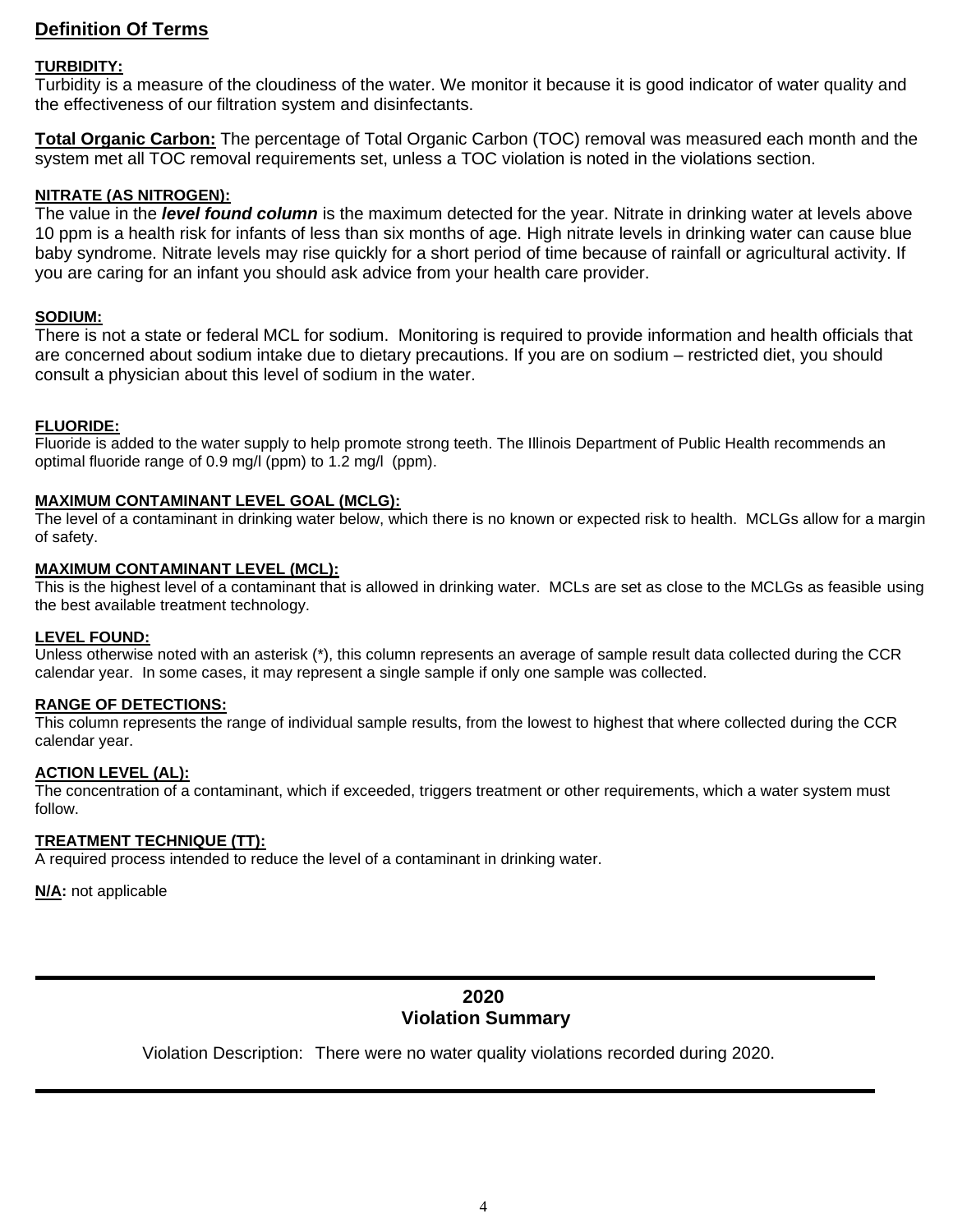## Definition Of Terms

**TURBIDITY:**

Turbidity is a measure of the cloudiness of the water. We monitor it because it is good indicator of water quality and the effectiveness of our filtration system and disinfectants.

**Total Organic Carbon:** The percentage of Total Organic Carbon (TOC) removal was measured each month and the system met all TOC removal requirements set, unless a TOC violation is noted in the violations section.

**NITRATE (AS NITROGEN):**

The value in the ***level found column*** is the maximum detected for the year. Nitrate in drinking water at levels above 10 ppm is a health risk for infants of less than six months of age. High nitrate levels in drinking water can cause blue baby syndrome. Nitrate levels may rise quickly for a short period of time because of rainfall or agricultural activity. If you are caring for an infant you should ask advice from your health care provider.

**SODIUM:**

There is not a state or federal MCL for sodium. Monitoring is required to provide information and health officials that are concerned about sodium intake due to dietary precautions. If you are on sodium – restricted diet, you should consult a physician about this level of sodium in the water.

**FLUORIDE:**

Fluoride is added to the water supply to help promote strong teeth. The Illinois Department of Public Health recommends an optimal fluoride range of 0.9 mg/l (ppm) to 1.2 mg/l (ppm).

**MAXIMUM CONTAMINANT LEVEL GOAL (MCLG):**

The level of a contaminant in drinking water below, which there is no known or expected risk to health. MCLGs allow for a margin of safety.

**MAXIMUM CONTAMINANT LEVEL (MCL):**

This is the highest level of a contaminant that is allowed in drinking water. MCLs are set as close to the MCLGs as feasible using the best available treatment technology.

**LEVEL FOUND:**

Unless otherwise noted with an asterisk (*), this column represents an average of sample result data collected during the CCR calendar year. In some cases, it may represent a single sample if only one sample was collected.

**RANGE OF DETECTIONS:**

This column represents the range of individual sample results, from the lowest to highest that where collected during the CCR calendar year.

**ACTION LEVEL (AL):**

The concentration of a contaminant, which if exceeded, triggers treatment or other requirements, which a water system must follow.

**TREATMENT TECHNIQUE (TT):**

A required process intended to reduce the level of a contaminant in drinking water.

**N/A:** not applicable

---

**2020**
**Violation Summary**

Violation Description: There were no water quality violations recorded during 2020.

---